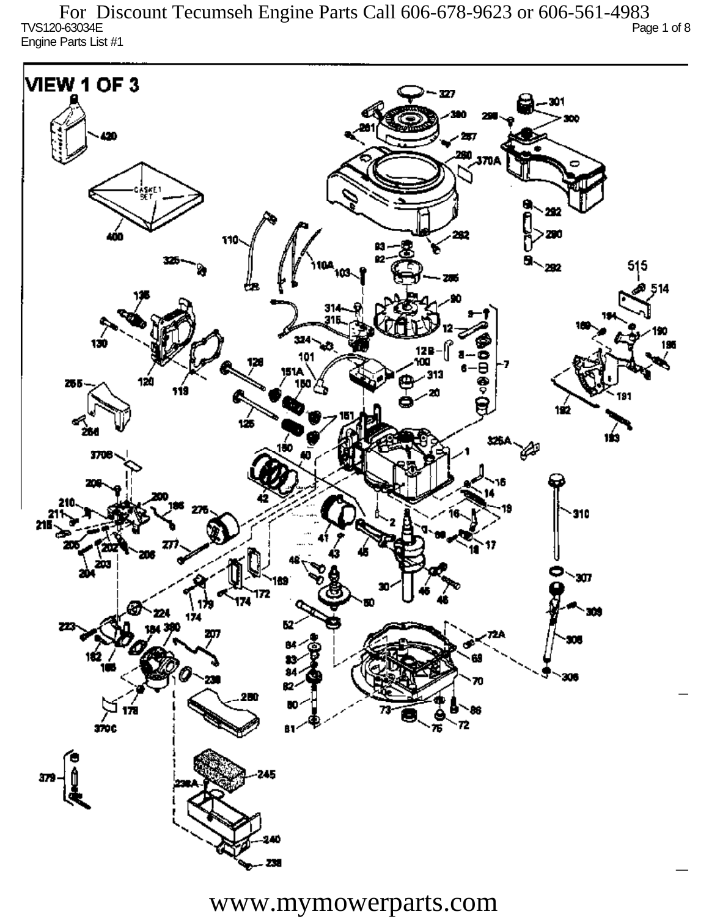For Discount Tecumseh Engine Parts Call 606-678-9623 or 606-561-4983

TVS120-63034E

Engine Parts List #1

VIEW 1 OF 3

www.mymowerparts.com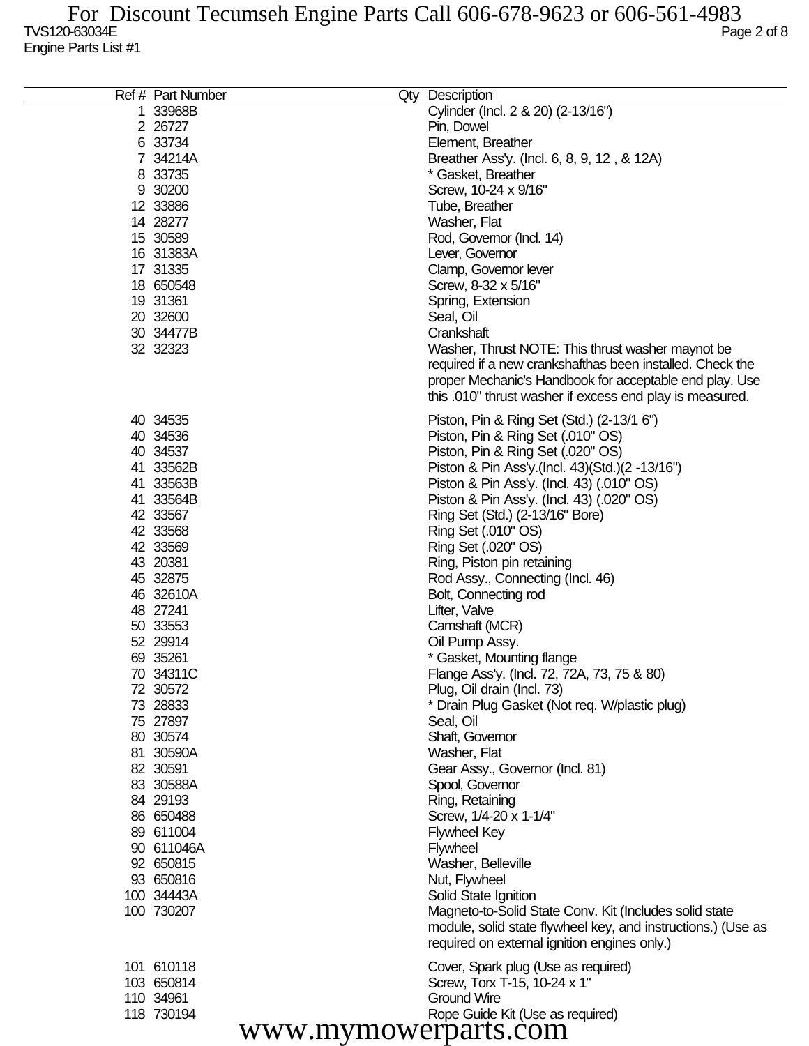TVS120-63034E

Engine Parts List #1

| Ref # | Part Number | Qty | Description |
|---|---|---|---|
| 1 | 33968B | | Cylinder (Incl. 2 & 20) (2-13/16") |
| 2 | 26727 | | Pin, Dowel |
| 6 | 33734 | | Element, Breather |
| 7 | 34214A | | Breather Ass'y. (Incl. 6, 8, 9, 12 , & 12A) |
| 8 | 33735 | | * Gasket, Breather |
| 9 | 30200 | | Screw, 10-24 x 9/16" |
| 12 | 33886 | | Tube, Breather |
| 14 | 28277 | | Washer, Flat |
| 15 | 30589 | | Rod, Governor (Incl. 14) |
| 16 | 31383A | | Lever, Governor |
| 17 | 31335 | | Clamp, Governor lever |
| 18 | 650548 | | Screw, 8-32 x 5/16" |
| 19 | 31361 | | Spring, Extension |
| 20 | 32600 | | Seal, Oil |
| 30 | 34477B | | Crankshaft |
| 32 | 32323 | | Washer, Thrust NOTE: This thrust washer maynot be required if a new crankshafthas been installed. Check the proper Mechanic's Handbook for acceptable end play. Use this .010" thrust washer if excess end play is measured. |
| 40 | 34535 | | Piston, Pin & Ring Set (Std.) (2-13/1 6") |
| 40 | 34536 | | Piston, Pin & Ring Set (.010" OS) |
| 40 | 34537 | | Piston, Pin & Ring Set (.020" OS) |
| 41 | 33562B | | Piston & Pin Ass'y.(Incl. 43)(Std.)(2 -13/16") |
| 41 | 33563B | | Piston & Pin Ass'y. (Incl. 43) (.010" OS) |
| 41 | 33564B | | Piston & Pin Ass'y. (Incl. 43) (.020" OS) |
| 42 | 33567 | | Ring Set (Std.) (2-13/16" Bore) |
| 42 | 33568 | | Ring Set (.010" OS) |
| 42 | 33569 | | Ring Set (.020" OS) |
| 43 | 20381 | | Ring, Piston pin retaining |
| 45 | 32875 | | Rod Assy., Connecting (Incl. 46) |
| 46 | 32610A | | Bolt, Connecting rod |
| 48 | 27241 | | Lifter, Valve |
| 50 | 33553 | | Camshaft (MCR) |
| 52 | 29914 | | Oil Pump Assy. |
| 69 | 35261 | | * Gasket, Mounting flange |
| 70 | 34311C | | Flange Ass'y. (Incl. 72, 72A, 73, 75 & 80) |
| 72 | 30572 | | Plug, Oil drain (Incl. 73) |
| 73 | 28833 | | * Drain Plug Gasket (Not req. W/plastic plug) |
| 75 | 27897 | | Seal, Oil |
| 80 | 30574 | | Shaft, Governor |
| 81 | 30590A | | Washer, Flat |
| 82 | 30591 | | Gear Assy., Governor (Incl. 81) |
| 83 | 30588A | | Spool, Governor |
| 84 | 29193 | | Ring, Retaining |
| 86 | 650488 | | Screw, 1/4-20 x 1-1/4" |
| 89 | 611004 | | Flywheel Key |
| 90 | 611046A | | Flywheel |
| 92 | 650815 | | Washer, Belleville |
| 93 | 650816 | | Nut, Flywheel |
| 100 | 34443A | | Solid State Ignition |
| 100 | 730207 | | Magneto-to-Solid State Conv. Kit (Includes solid state module, solid state flywheel key, and instructions.) (Use as required on external ignition engines only.) |
| 101 | 610118 | | Cover, Spark plug (Use as required) |
| 103 | 650814 | | Screw, Torx T-15, 10-24 x 1" |
| 110 | 34961 | | Ground Wire |
| 118 | 730194 | | Rope Guide Kit (Use as required) |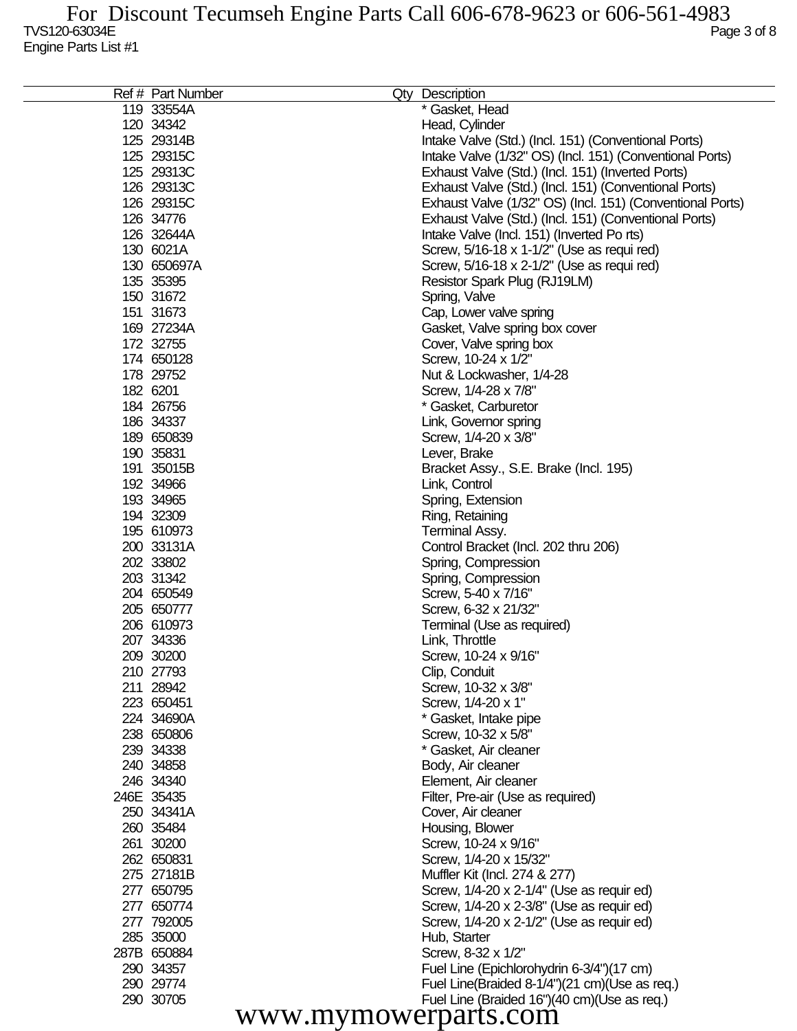| Ref # | Part Number | Qty | Description |
|---|---|---|---|
| 119 | 33554A | | * Gasket, Head |
| 120 | 34342 | | Head, Cylinder |
| 125 | 29314B | | Intake Valve (Std.) (Incl. 151) (Conventional Ports) |
| 125 | 29315C | | Intake Valve (1/32" OS) (Incl. 151) (Conventional Ports) |
| 125 | 29313C | | Exhaust Valve (Std.) (Incl. 151) (Inverted Ports) |
| 126 | 29313C | | Exhaust Valve (Std.) (Incl. 151) (Conventional Ports) |
| 126 | 29315C | | Exhaust Valve (1/32" OS) (Incl. 151) (Conventional Ports) |
| 126 | 34776 | | Exhaust Valve (Std.) (Incl. 151) (Conventional Ports) |
| 126 | 32644A | | Intake Valve (Incl. 151) (Inverted Po rts) |
| 130 | 6021A | | Screw, 5/16-18 x 1-1/2" (Use as requi red) |
| 130 | 650697A | | Screw, 5/16-18 x 2-1/2" (Use as requi red) |
| 135 | 35395 | | Resistor Spark Plug (RJ19LM) |
| 150 | 31672 | | Spring, Valve |
| 151 | 31673 | | Cap, Lower valve spring |
| 169 | 27234A | | Gasket, Valve spring box cover |
| 172 | 32755 | | Cover, Valve spring box |
| 174 | 650128 | | Screw, 10-24 x 1/2" |
| 178 | 29752 | | Nut & Lockwasher, 1/4-28 |
| 182 | 6201 | | Screw, 1/4-28 x 7/8" |
| 184 | 26756 | | * Gasket, Carburetor |
| 186 | 34337 | | Link, Governor spring |
| 189 | 650839 | | Screw, 1/4-20 x 3/8" |
| 190 | 35831 | | Lever, Brake |
| 191 | 35015B | | Bracket Assy., S.E. Brake (Incl. 195) |
| 192 | 34966 | | Link, Control |
| 193 | 34965 | | Spring, Extension |
| 194 | 32309 | | Ring, Retaining |
| 195 | 610973 | | Terminal Assy. |
| 200 | 33131A | | Control Bracket (Incl. 202 thru 206) |
| 202 | 33802 | | Spring, Compression |
| 203 | 31342 | | Spring, Compression |
| 204 | 650549 | | Screw, 5-40 x 7/16" |
| 205 | 650777 | | Screw, 6-32 x 21/32" |
| 206 | 610973 | | Terminal (Use as required) |
| 207 | 34336 | | Link, Throttle |
| 209 | 30200 | | Screw, 10-24 x 9/16" |
| 210 | 27793 | | Clip, Conduit |
| 211 | 28942 | | Screw, 10-32 x 3/8" |
| 223 | 650451 | | Screw, 1/4-20 x 1" |
| 224 | 34690A | | * Gasket, Intake pipe |
| 238 | 650806 | | Screw, 10-32 x 5/8" |
| 239 | 34338 | | * Gasket, Air cleaner |
| 240 | 34858 | | Body, Air cleaner |
| 246 | 34340 | | Element, Air cleaner |
| 246E | 35435 | | Filter, Pre-air (Use as required) |
| 250 | 34341A | | Cover, Air cleaner |
| 260 | 35484 | | Housing, Blower |
| 261 | 30200 | | Screw, 10-24 x 9/16" |
| 262 | 650831 | | Screw, 1/4-20 x 15/32" |
| 275 | 27181B | | Muffler Kit (Incl. 274 & 277) |
| 277 | 650795 | | Screw, 1/4-20 x 2-1/4" (Use as requir ed) |
| 277 | 650774 | | Screw, 1/4-20 x 2-3/8" (Use as requir ed) |
| 277 | 792005 | | Screw, 1/4-20 x 2-1/2" (Use as requir ed) |
| 285 | 35000 | | Hub, Starter |
| 287B | 650884 | | Screw, 8-32 x 1/2" |
| 290 | 34357 | | Fuel Line (Epichlorohydrin 6-3/4")(17 cm) |
| 290 | 29774 | | Fuel Line(Braided 8-1/4")(21 cm)(Use as req.) |
| 290 | 30705 | | Fuel Line (Braided 16")(40 cm)(Use as req.) |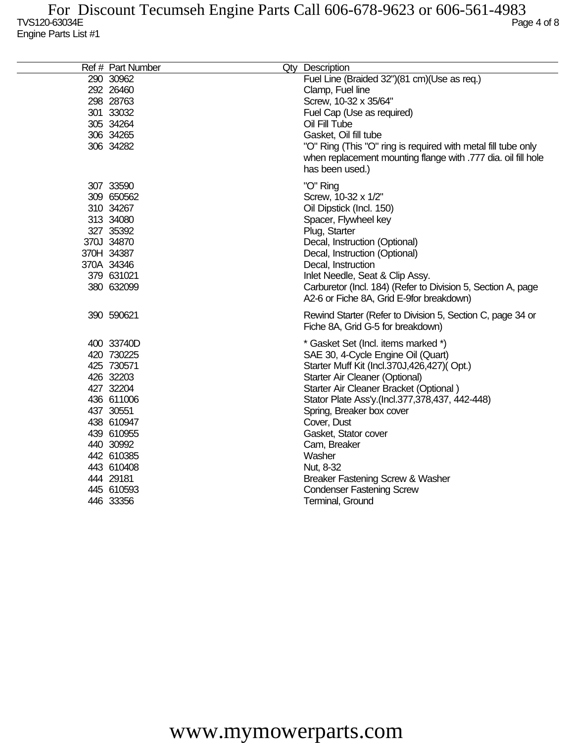| Ref # | Part Number | Qty | Description |
|---|---|---|---|
| 290 | 30962 | | Fuel Line (Braided 32")(81 cm)(Use as req.) |
| 292 | 26460 | | Clamp, Fuel line |
| 298 | 28763 | | Screw, 10-32 x 35/64" |
| 301 | 33032 | | Fuel Cap (Use as required) |
| 305 | 34264 | | Oil Fill Tube |
| 306 | 34265 | | Gasket, Oil fill tube |
| 306 | 34282 | | "O" Ring (This "O" ring is required with metal fill tube only when replacement mounting flange with .777 dia. oil fill hole has been used.) |
| 307 | 33590 | | "O" Ring |
| 309 | 650562 | | Screw, 10-32 x 1/2" |
| 310 | 34267 | | Oil Dipstick (Incl. 150) |
| 313 | 34080 | | Spacer, Flywheel key |
| 327 | 35392 | | Plug, Starter |
| 370J | 34870 | | Decal, Instruction (Optional) |
| 370H | 34387 | | Decal, Instruction (Optional) |
| 370A | 34346 | | Decal, Instruction |
| 379 | 631021 | | Inlet Needle, Seat & Clip Assy. |
| 380 | 632099 | | Carburetor (Incl. 184) (Refer to Division 5, Section A, page A2-6 or Fiche 8A, Grid E-9for breakdown) |
| 390 | 590621 | | Rewind Starter (Refer to Division 5, Section C, page 34 or Fiche 8A, Grid G-5 for breakdown) |
| 400 | 33740D | | * Gasket Set (Incl. items marked *) |
| 420 | 730225 | | SAE 30, 4-Cycle Engine Oil (Quart) |
| 425 | 730571 | | Starter Muff Kit (Incl.370J,426,427)( Opt.) |
| 426 | 32203 | | Starter Air Cleaner (Optional) |
| 427 | 32204 | | Starter Air Cleaner Bracket (Optional ) |
| 436 | 611006 | | Stator Plate Ass'y.(Incl.377,378,437, 442-448) |
| 437 | 30551 | | Spring, Breaker box cover |
| 438 | 610947 | | Cover, Dust |
| 439 | 610955 | | Gasket, Stator cover |
| 440 | 30992 | | Cam, Breaker |
| 442 | 610385 | | Washer |
| 443 | 610408 | | Nut, 8-32 |
| 444 | 29181 | | Breaker Fastening Screw & Washer |
| 445 | 610593 | | Condenser Fastening Screw |
| 446 | 33356 | | Terminal, Ground |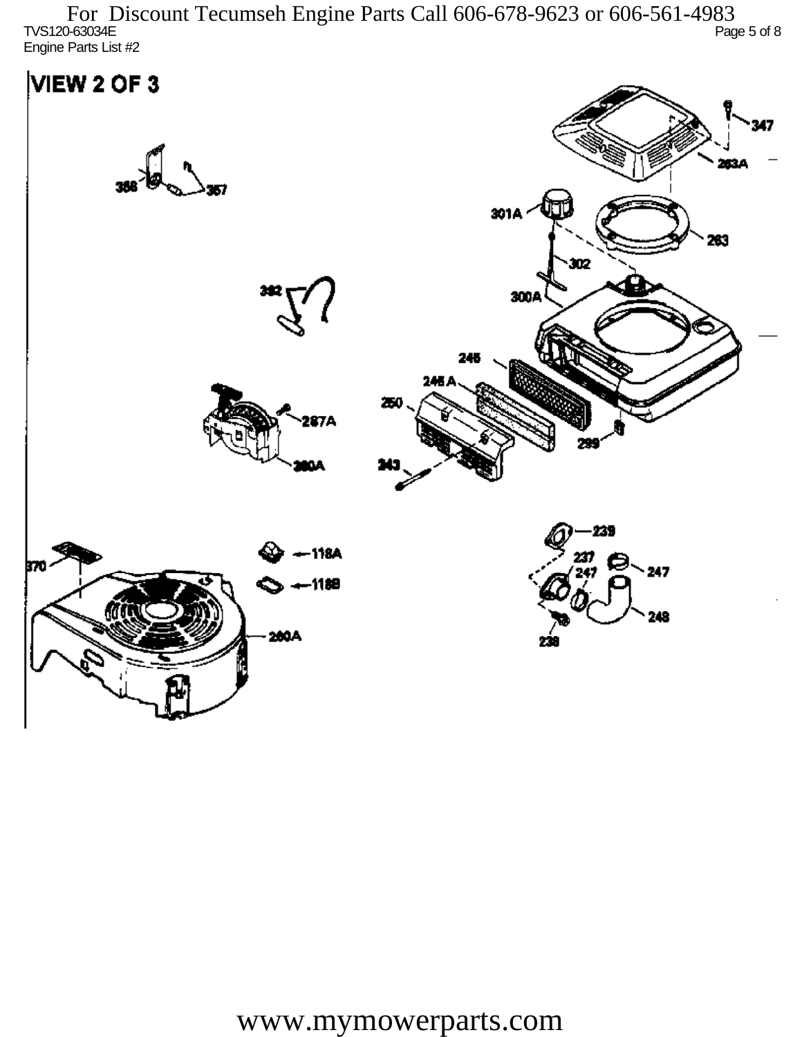For Discount Tecumseh Engine Parts Call 606-678-9623 or 606-561-4983

TVS120-63034E

Engine Parts List #2

# VIEW 2 OF 3

347

263A

301A

263

302

300A

356

357

392

245

245 A

250

299

287A

260A

243

239

118A

118B

237

247

247

370

248

238

260A

www.mymowerparts.com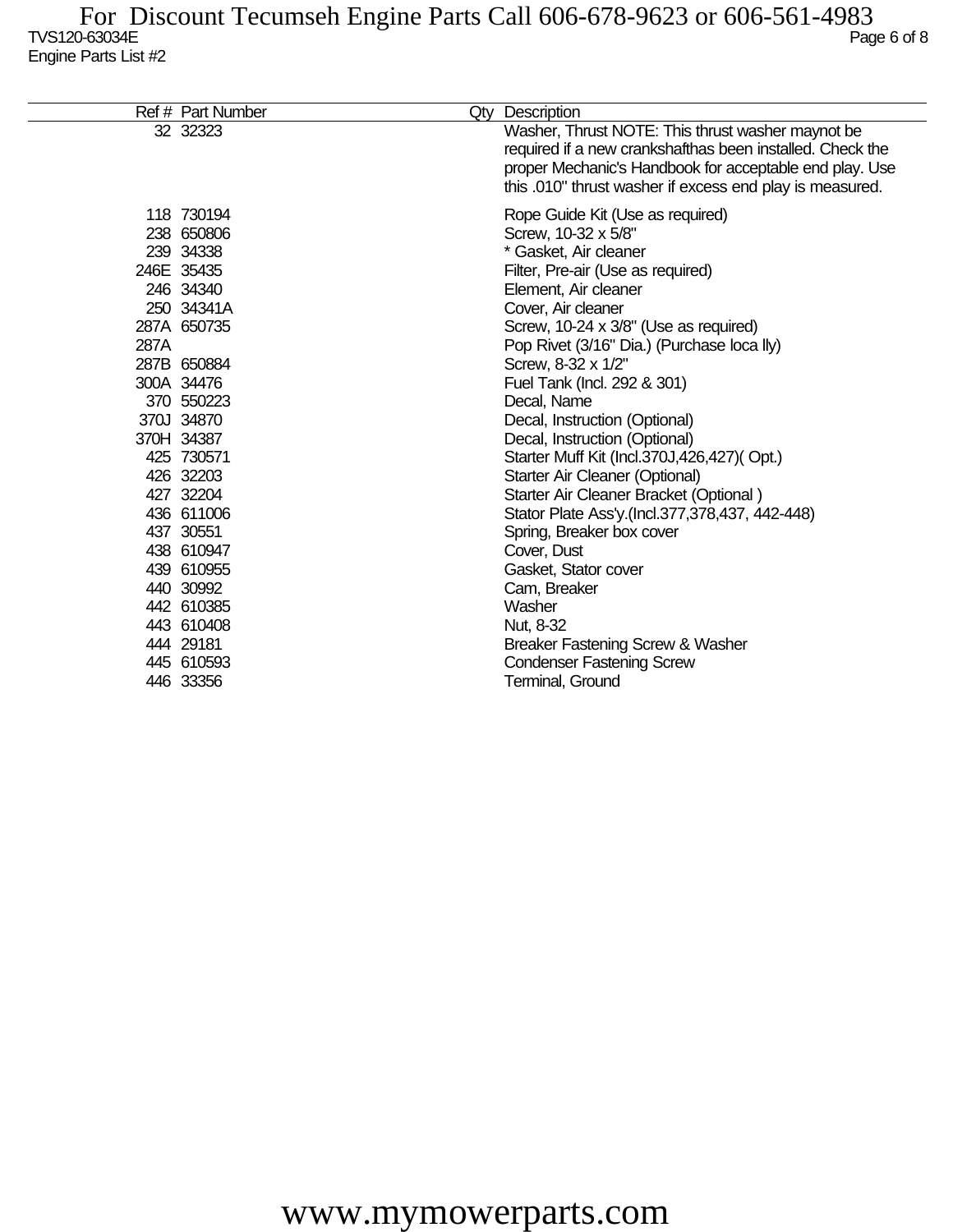TVS120-63034E

Engine Parts List #2

| Ref # | Part Number | Qty | Description |
|---|---|---|---|
| 32 | 32323 | | Washer, Thrust NOTE: This thrust washer maynot be required if a new crankshafthas been installed. Check the proper Mechanic's Handbook for acceptable end play. Use this .010" thrust washer if excess end play is measured. |
| 118 | 730194 | | Rope Guide Kit (Use as required) |
| 238 | 650806 | | Screw, 10-32 x 5/8" |
| 239 | 34338 | | * Gasket, Air cleaner |
| 246E | 35435 | | Filter, Pre-air (Use as required) |
| 246 | 34340 | | Element, Air cleaner |
| 250 | 34341A | | Cover, Air cleaner |
| 287A | 650735 | | Screw, 10-24 x 3/8" (Use as required) |
| 287A | | | Pop Rivet (3/16" Dia.) (Purchase loca lly) |
| 287B | 650884 | | Screw, 8-32 x 1/2" |
| 300A | 34476 | | Fuel Tank (Incl. 292 & 301) |
| 370 | 550223 | | Decal, Name |
| 370J | 34870 | | Decal, Instruction (Optional) |
| 370H | 34387 | | Decal, Instruction (Optional) |
| 425 | 730571 | | Starter Muff Kit (Incl.370J,426,427)( Opt.) |
| 426 | 32203 | | Starter Air Cleaner (Optional) |
| 427 | 32204 | | Starter Air Cleaner Bracket (Optional ) |
| 436 | 611006 | | Stator Plate Ass'y.(Incl.377,378,437, 442-448) |
| 437 | 30551 | | Spring, Breaker box cover |
| 438 | 610947 | | Cover, Dust |
| 439 | 610955 | | Gasket, Stator cover |
| 440 | 30992 | | Cam, Breaker |
| 442 | 610385 | | Washer |
| 443 | 610408 | | Nut, 8-32 |
| 444 | 29181 | | Breaker Fastening Screw & Washer |
| 445 | 610593 | | Condenser Fastening Screw |
| 446 | 33356 | | Terminal, Ground |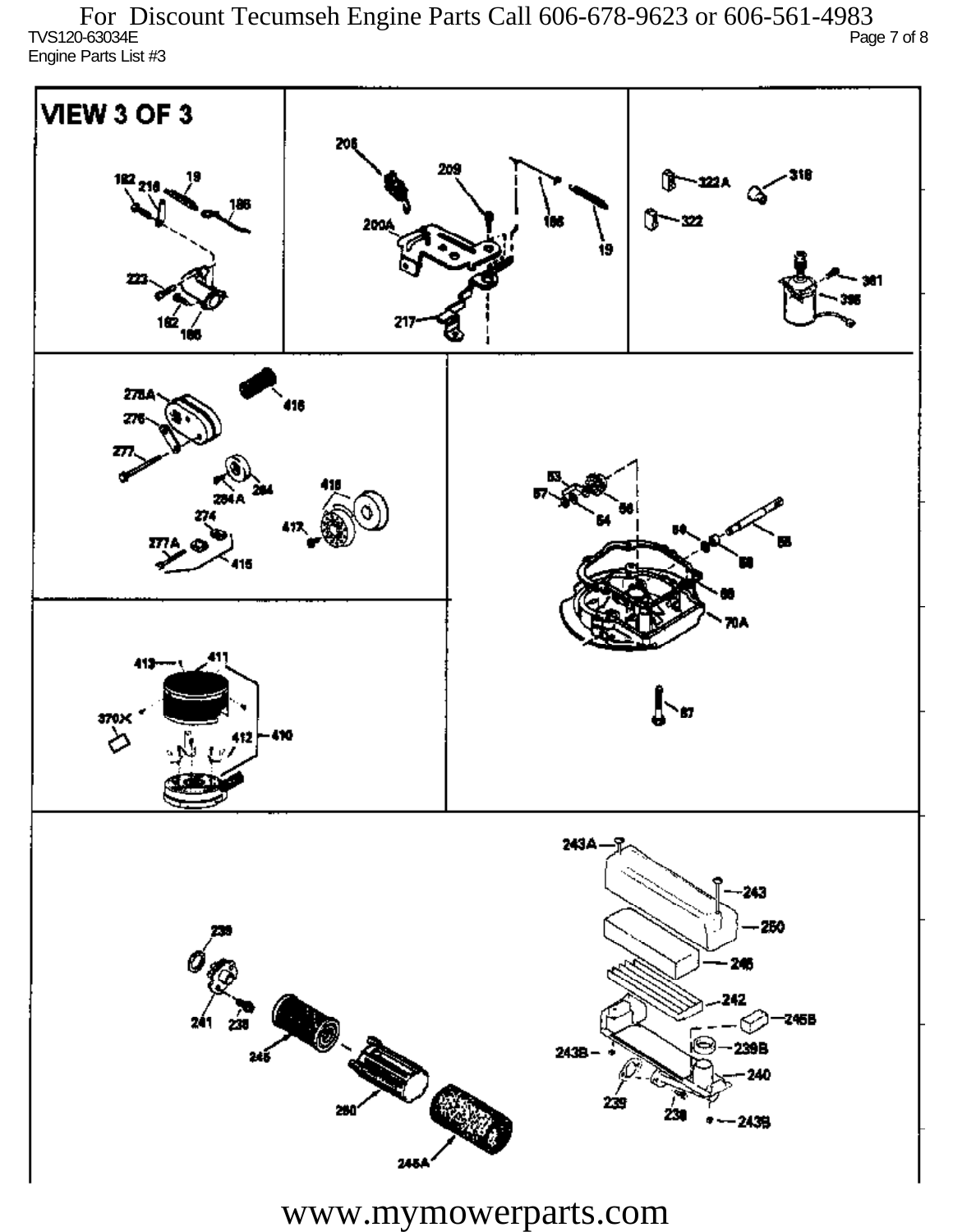For Discount Tecumseh Engine Parts Call 606-678-9623 or 606-561-4983

TVS120-63034E

Engine Parts List #3

VIEW 3 OF 3

www.mymowerparts.com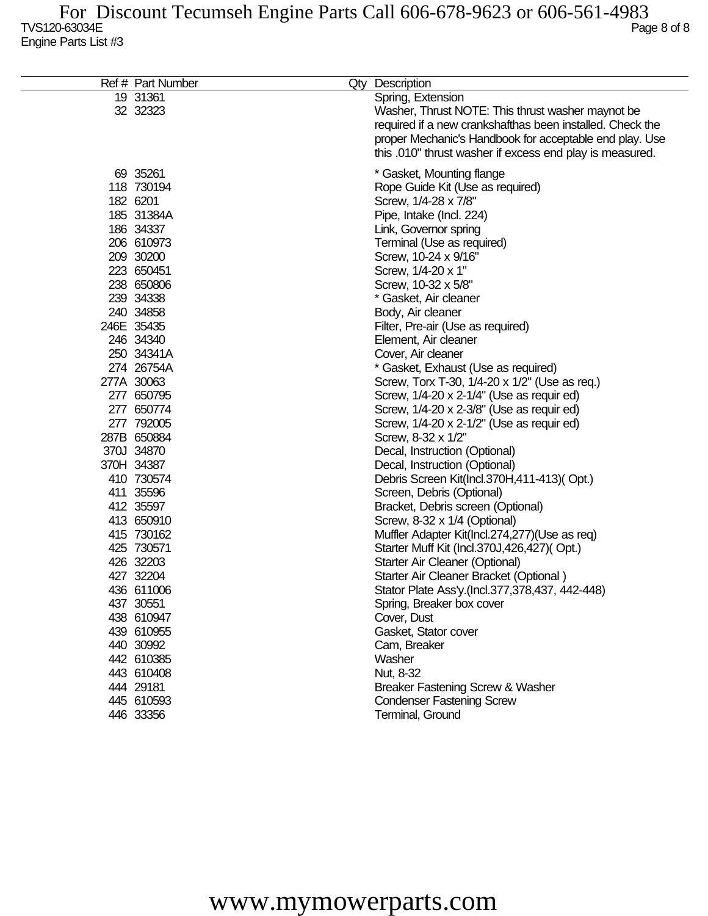| Ref # | Part Number | Qty | Description |
|---|---|---|---|
| 19 | 31361 | | Spring, Extension |
| 32 | 32323 | | Washer, Thrust NOTE: This thrust washer maynot be required if a new crankshafthas been installed. Check the proper Mechanic's Handbook for acceptable end play. Use this .010" thrust washer if excess end play is measured. |
| 69 | 35261 | | * Gasket, Mounting flange |
| 118 | 730194 | | Rope Guide Kit (Use as required) |
| 182 | 6201 | | Screw, 1/4-28 x 7/8" |
| 185 | 31384A | | Pipe, Intake (Incl. 224) |
| 186 | 34337 | | Link, Governor spring |
| 206 | 610973 | | Terminal (Use as required) |
| 209 | 30200 | | Screw, 10-24 x 9/16" |
| 223 | 650451 | | Screw, 1/4-20 x 1" |
| 238 | 650806 | | Screw, 10-32 x 5/8" |
| 239 | 34338 | | * Gasket, Air cleaner |
| 240 | 34858 | | Body, Air cleaner |
| 246E | 35435 | | Filter, Pre-air (Use as required) |
| 246 | 34340 | | Element, Air cleaner |
| 250 | 34341A | | Cover, Air cleaner |
| 274 | 26754A | | * Gasket, Exhaust (Use as required) |
| 277A | 30063 | | Screw, Torx T-30, 1/4-20 x 1/2" (Use as req.) |
| 277 | 650795 | | Screw, 1/4-20 x 2-1/4" (Use as requir ed) |
| 277 | 650774 | | Screw, 1/4-20 x 2-3/8" (Use as requir ed) |
| 277 | 792005 | | Screw, 1/4-20 x 2-1/2" (Use as requir ed) |
| 287B | 650884 | | Screw, 8-32 x 1/2" |
| 370J | 34870 | | Decal, Instruction (Optional) |
| 370H | 34387 | | Decal, Instruction (Optional) |
| 410 | 730574 | | Debris Screen Kit(Incl.370H,411-413)( Opt.) |
| 411 | 35596 | | Screen, Debris (Optional) |
| 412 | 35597 | | Bracket, Debris screen (Optional) |
| 413 | 650910 | | Screw, 8-32 x 1/4 (Optional) |
| 415 | 730162 | | Muffler Adapter Kit(Incl.274,277)(Use as req) |
| 425 | 730571 | | Starter Muff Kit (Incl.370J,426,427)( Opt.) |
| 426 | 32203 | | Starter Air Cleaner (Optional) |
| 427 | 32204 | | Starter Air Cleaner Bracket (Optional ) |
| 436 | 611006 | | Stator Plate Ass'y.(Incl.377,378,437, 442-448) |
| 437 | 30551 | | Spring, Breaker box cover |
| 438 | 610947 | | Cover, Dust |
| 439 | 610955 | | Gasket, Stator cover |
| 440 | 30992 | | Cam, Breaker |
| 442 | 610385 | | Washer |
| 443 | 610408 | | Nut, 8-32 |
| 444 | 29181 | | Breaker Fastening Screw & Washer |
| 445 | 610593 | | Condenser Fastening Screw |
| 446 | 33356 | | Terminal, Ground |